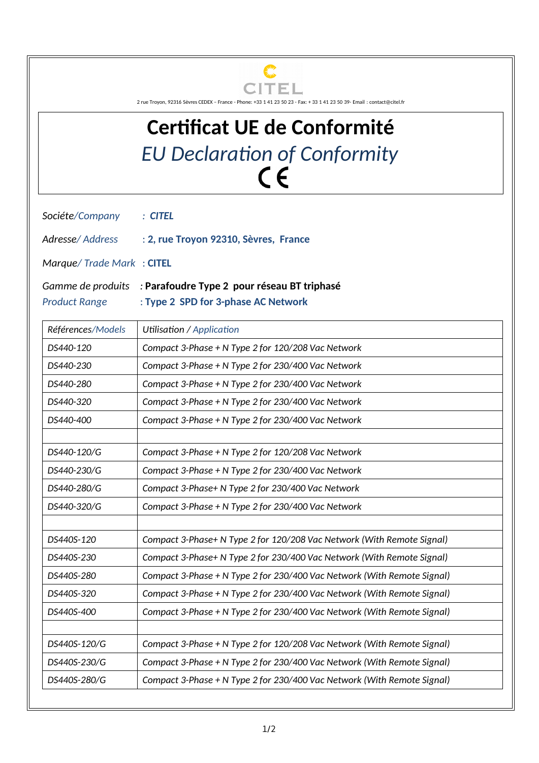CITEL

2 rue Troyon, 92316 Sèvres CEDEX – France - Phone: +33 1 41 23 50 23 - Fax: + 33 1 41 23 50 39- Email : contact@citel.fr

# Certificat UE de Conformité

## *EU Declaration of Conformity*

CE

*Sociéte/Company* : ***CITEL***

*Adresse/ Address* : **2, rue Troyon 92310, Sèvres, France**

*Marque/ Trade Mark* : **CITEL**

*Gamme de produits* : **Parafoudre Type 2 pour réseau BT triphasé**

*Product Range* : **Type 2 SPD for 3-phase AC Network**

| *Références/Models* | *Utilisation / Application* |
|---|---|
| *DS440-120* | *Compact 3-Phase + N Type 2 for 120/208 Vac Network* |
| *DS440-230* | *Compact 3-Phase + N Type 2 for 230/400 Vac Network* |
| *DS440-280* | *Compact 3-Phase + N Type 2 for 230/400 Vac Network* |
| *DS440-320* | *Compact 3-Phase + N Type 2 for 230/400 Vac Network* |
| *DS440-400* | *Compact 3-Phase + N Type 2 for 230/400 Vac Network* |
| | |
| *DS440-120/G* | *Compact 3-Phase + N Type 2 for 120/208 Vac Network* |
| *DS440-230/G* | *Compact 3-Phase + N Type 2 for 230/400 Vac Network* |
| *DS440-280/G* | *Compact 3-Phase+ N Type 2 for 230/400 Vac Network* |
| *DS440-320/G* | *Compact 3-Phase + N Type 2 for 230/400 Vac Network* |
| | |
| *DS440S-120* | *Compact 3-Phase+ N Type 2 for 120/208 Vac Network (With Remote Signal)* |
| *DS440S-230* | *Compact 3-Phase+ N Type 2 for 230/400 Vac Network (With Remote Signal)* |
| *DS440S-280* | *Compact 3-Phase + N Type 2 for 230/400 Vac Network (With Remote Signal)* |
| *DS440S-320* | *Compact 3-Phase + N Type 2 for 230/400 Vac Network (With Remote Signal)* |
| *DS440S-400* | *Compact 3-Phase + N Type 2 for 230/400 Vac Network (With Remote Signal)* |
| | |
| *DS440S-120/G* | *Compact 3-Phase + N Type 2 for 120/208 Vac Network (With Remote Signal)* |
| *DS440S-230/G* | *Compact 3-Phase + N Type 2 for 230/400 Vac Network (With Remote Signal)* |
| *DS440S-280/G* | *Compact 3-Phase + N Type 2 for 230/400 Vac Network (With Remote Signal)* |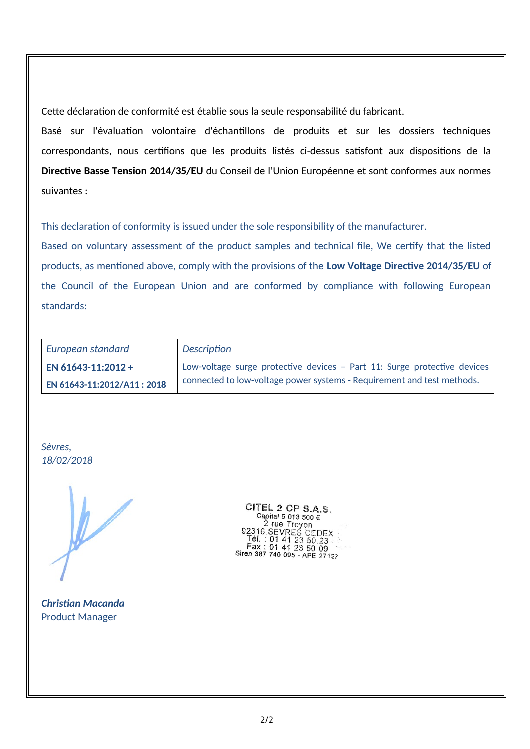Cette déclaration de conformité est établie sous la seule responsabilité du fabricant.

Basé sur l'évaluation volontaire d'échantillons de produits et sur les dossiers techniques correspondants, nous certifions que les produits listés ci-dessus satisfont aux dispositions de la **Directive Basse Tension 2014/35/EU** du Conseil de l'Union Européenne et sont conformes aux normes suivantes :

This declaration of conformity is issued under the sole responsibility of the manufacturer.

Based on voluntary assessment of the product samples and technical file, We certify that the listed products, as mentioned above, comply with the provisions of the **Low Voltage Directive 2014/35/EU** of the Council of the European Union and are conformed by compliance with following European standards:

| *European standard* | *Description* |
|---|---|
| **EN 61643-11:2012 +** **EN 61643-11:2012/A11 : 2018** | Low-voltage surge protective devices – Part 11: Surge protective devices connected to low-voltage power systems - Requirement and test methods. |

*Sèvres,*
*18/02/2018*

CITEL 2 CP S.A.S.
Capital 5 013 500 €
2 rue Troyon
92316 SEVRES CEDEX
Tél. : 01 41 23 50 23
Fax : 01 41 23 50 09
Siren 387 740 095 - APE 27122

***Christian Macanda***
Product Manager